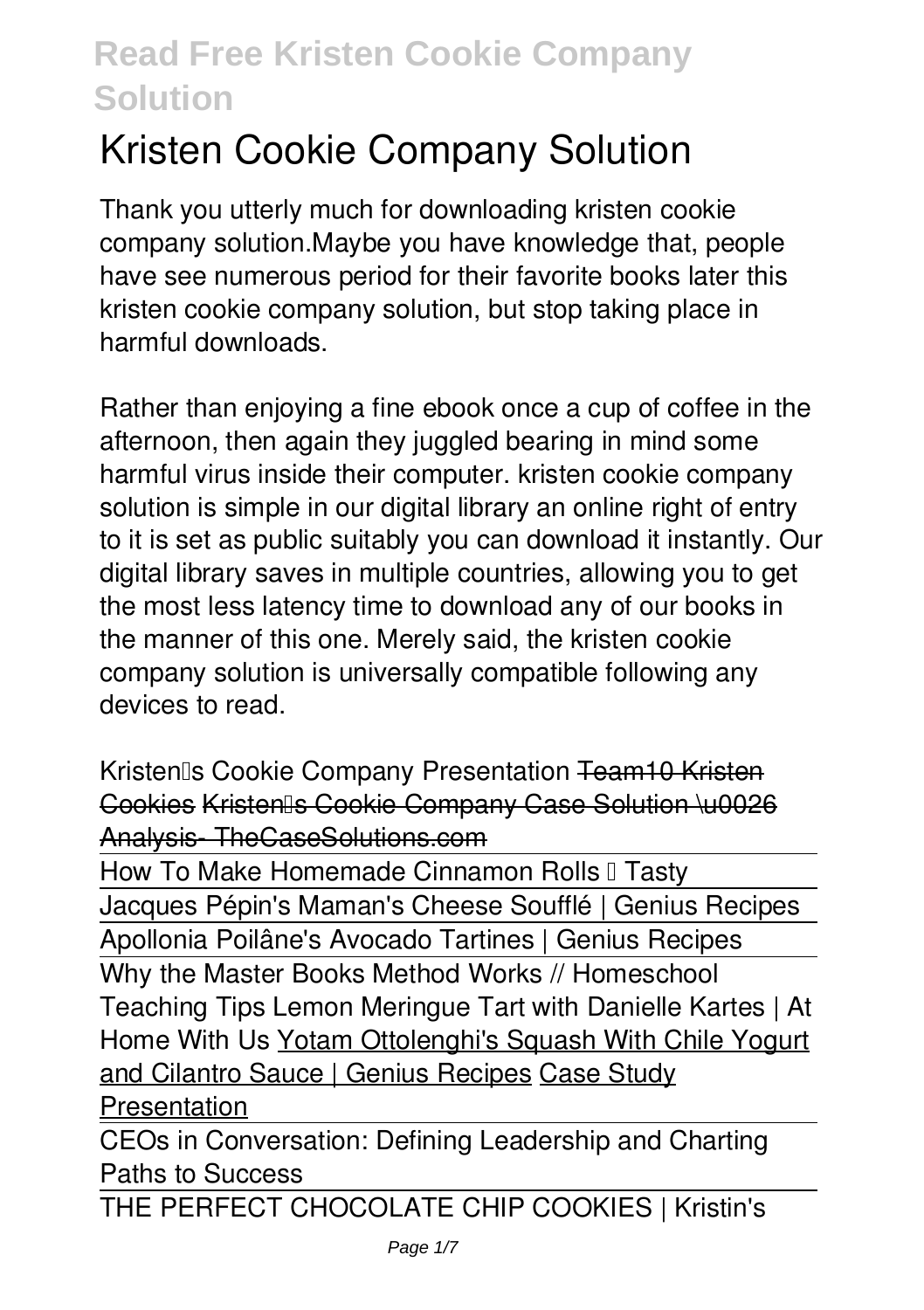# Kristen Cookie Company Solution

Thank you utterly much for downloading kristen cookie company solution.Maybe you have knowledge that, people have see numerous period for their favorite books later this kristen cookie company solution, but stop taking place in harmful downloads.

Rather than enjoying a fine ebook once a cup of coffee in the afternoon, then again they juggled bearing in mind some harmful virus inside their computer. kristen cookie company solution is simple in our digital library an online right of entry to it is set as public suitably you can download it instantly. Our digital library saves in multiple countries, allowing you to get the most less latency time to download any of our books in the manner of this one. Merely said, the kristen cookie company solution is universally compatible following any devices to read.

Kristen's Cookie Company Presentation Team10 Kristen Cookies Kristen's Cookie Company Case Solution \u0026 Analysis- TheCaseSolutions.com

How To Make Homemade Cinnamon Rolls • Tasty

Jacques Pépin's Maman's Cheese Soufflé | Genius Recipes

Apollonia Poilâne's Avocado Tartines | Genius Recipes

Why the Master Books Method Works // Homeschool Teaching Tips Lemon Meringue Tart with Danielle Kartes | At Home With Us Yotam Ottolenghi's Squash With Chile Yogurt and Cilantro Sauce | Genius Recipes Case Study Presentation

CEOs in Conversation: Defining Leadership and Charting Paths to Success

THE PERFECT CHOCOLATE CHIP COOKIES | Kristin's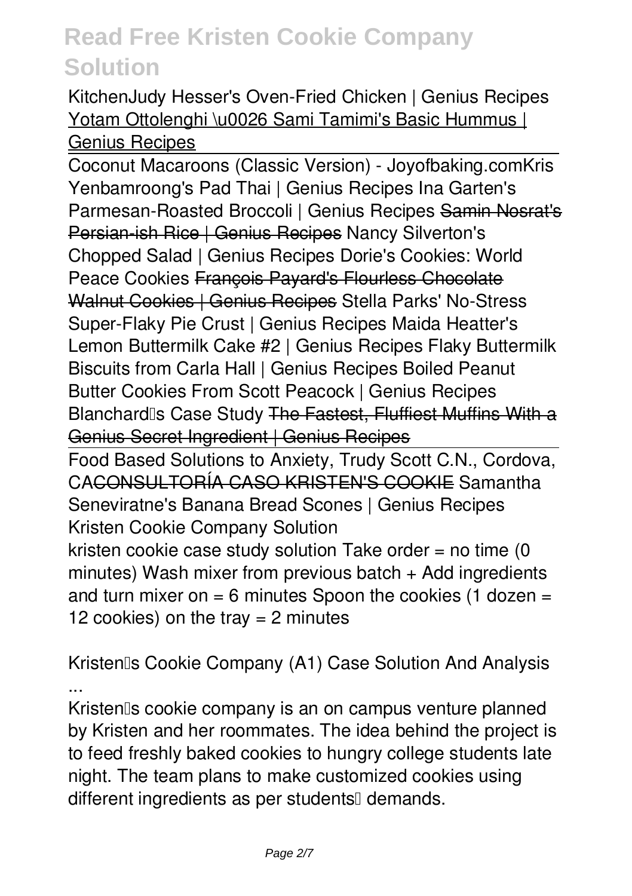KitchenJudy Hesser's Oven-Fried Chicken | Genius Recipes Yotam Ottolenghi \u0026 Sami Tamimi's Basic Hummus | Genius Recipes

Coconut Macaroons (Classic Version) - Joyofbaking.comKris Yenbamroong's Pad Thai | Genius Recipes Ina Garten's Parmesan-Roasted Broccoli | Genius Recipes ~~Samin Nosrat's Persian-ish Rice | Genius Recipes~~ Nancy Silverton's Chopped Salad | Genius Recipes Dorie's Cookies: World Peace Cookies ~~François Payard's Flourless Chocolate Walnut Cookies | Genius Recipes~~ Stella Parks' No-Stress Super-Flaky Pie Crust | Genius Recipes Maida Heatter's Lemon Buttermilk Cake #2 | Genius Recipes Flaky Buttermilk Biscuits from Carla Hall | Genius Recipes Boiled Peanut Butter Cookies From Scott Peacock | Genius Recipes Blanchard's Case Study ~~The Fastest, Fluffiest Muffins With a Genius Secret Ingredient | Genius Recipes~~

Food Based Solutions to Anxiety, Trudy Scott C.N., Cordova, CA~~CONSULTORÍA CASO KRISTEN'S COOKIE~~ Samantha Seneviratne's Banana Bread Scones | Genius Recipes

Kristen Cookie Company Solution

kristen cookie case study solution Take order = no time (0 minutes) Wash mixer from previous batch + Add ingredients and turn mixer on = 6 minutes Spoon the cookies (1 dozen = 12 cookies) on the tray = 2 minutes

Kristen's Cookie Company (A1) Case Solution And Analysis ...

Kristen's cookie company is an on campus venture planned by Kristen and her roommates. The idea behind the project is to feed freshly baked cookies to hungry college students late night. The team plans to make customized cookies using different ingredients as per students' demands.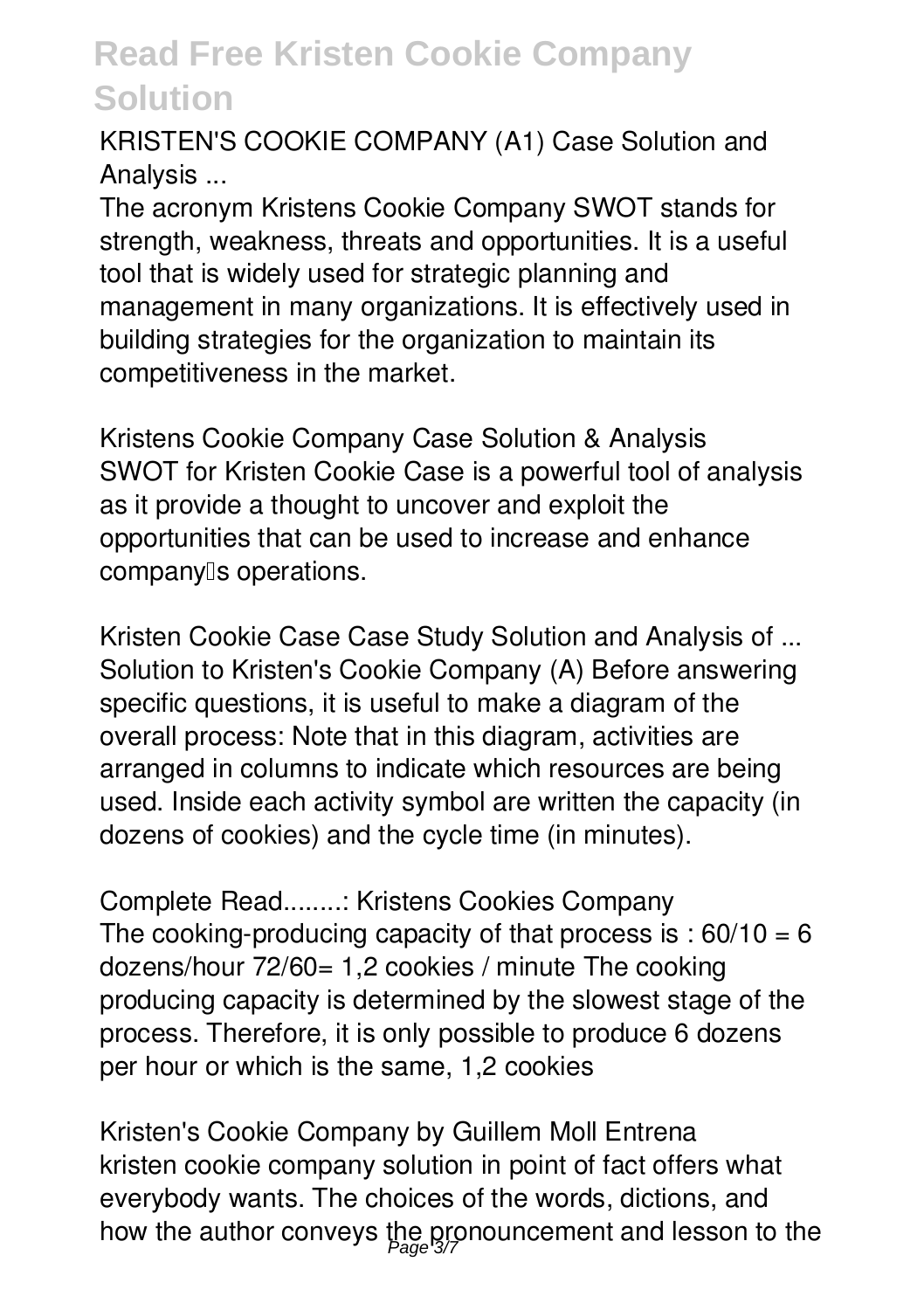KRISTEN'S COOKIE COMPANY (A1) Case Solution and Analysis ...

The acronym Kristens Cookie Company SWOT stands for strength, weakness, threats and opportunities. It is a useful tool that is widely used for strategic planning and management in many organizations. It is effectively used in building strategies for the organization to maintain its competitiveness in the market.

Kristens Cookie Company Case Solution & Analysis

SWOT for Kristen Cookie Case is a powerful tool of analysis as it provide a thought to uncover and exploit the opportunities that can be used to increase and enhance company's operations.

Kristen Cookie Case Case Study Solution and Analysis of ...

Solution to Kristen's Cookie Company (A) Before answering specific questions, it is useful to make a diagram of the overall process: Note that in this diagram, activities are arranged in columns to indicate which resources are being used. Inside each activity symbol are written the capacity (in dozens of cookies) and the cycle time (in minutes).

Complete Read........: Kristens Cookies Company

The cooking-producing capacity of that process is : $60/10 = 6$ dozens/hour $72/60= 1,2$ cookies / minute The cooking producing capacity is determined by the slowest stage of the process. Therefore, it is only possible to produce 6 dozens per hour or which is the same, 1,2 cookies

Kristen's Cookie Company by Guillem Moll Entrena

kristen cookie company solution in point of fact offers what everybody wants. The choices of the words, dictions, and how the author conveys the pronouncement and lesson to the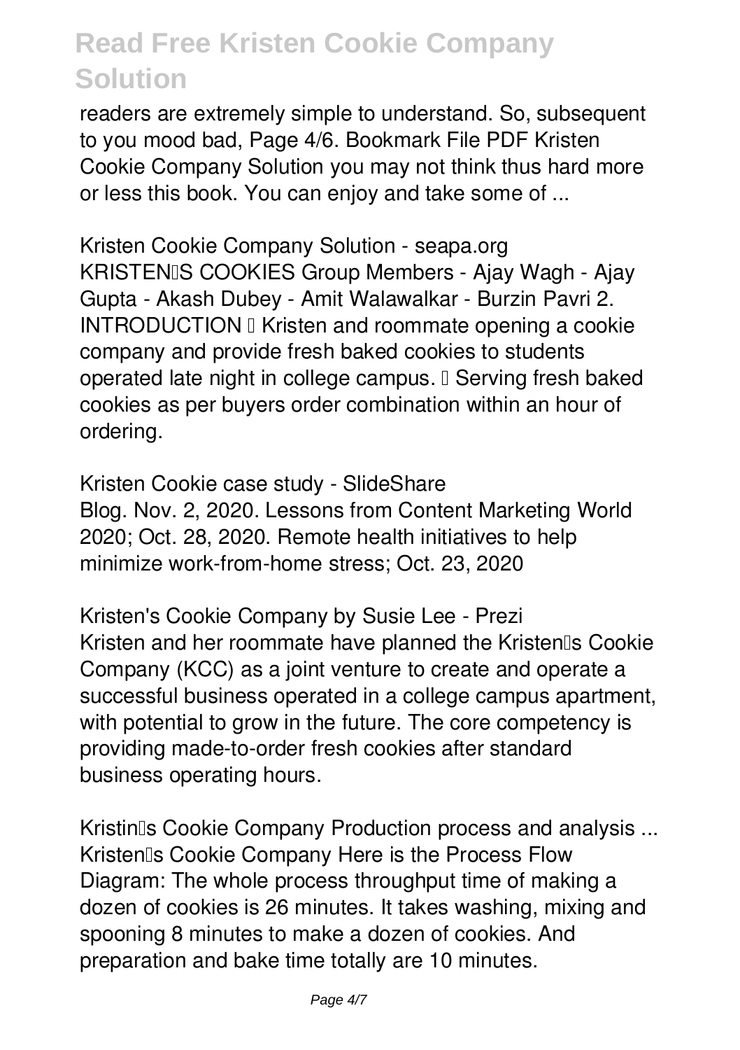readers are extremely simple to understand. So, subsequent to you mood bad, Page 4/6. Bookmark File PDF Kristen Cookie Company Solution you may not think thus hard more or less this book. You can enjoy and take some of ...

**Kristen Cookie Company Solution - seapa.org**
KRISTEN'S COOKIES Group Members - Ajay Wagh - Ajay Gupta - Akash Dubey - Amit Walawalkar - Burzin Pavri 2. INTRODUCTION • Kristen and roommate opening a cookie company and provide fresh baked cookies to students operated late night in college campus. • Serving fresh baked cookies as per buyers order combination within an hour of ordering.

**Kristen Cookie case study - SlideShare**
Blog. Nov. 2, 2020. Lessons from Content Marketing World 2020; Oct. 28, 2020. Remote health initiatives to help minimize work-from-home stress; Oct. 23, 2020

**Kristen's Cookie Company by Susie Lee - Prezi**
Kristen and her roommate have planned the Kristen's Cookie Company (KCC) as a joint venture to create and operate a successful business operated in a college campus apartment, with potential to grow in the future. The core competency is providing made-to-order fresh cookies after standard business operating hours.

**Kristin's Cookie Company Production process and analysis ...**
Kristen's Cookie Company Here is the Process Flow Diagram: The whole process throughput time of making a dozen of cookies is 26 minutes. It takes washing, mixing and spooning 8 minutes to make a dozen of cookies. And preparation and bake time totally are 10 minutes.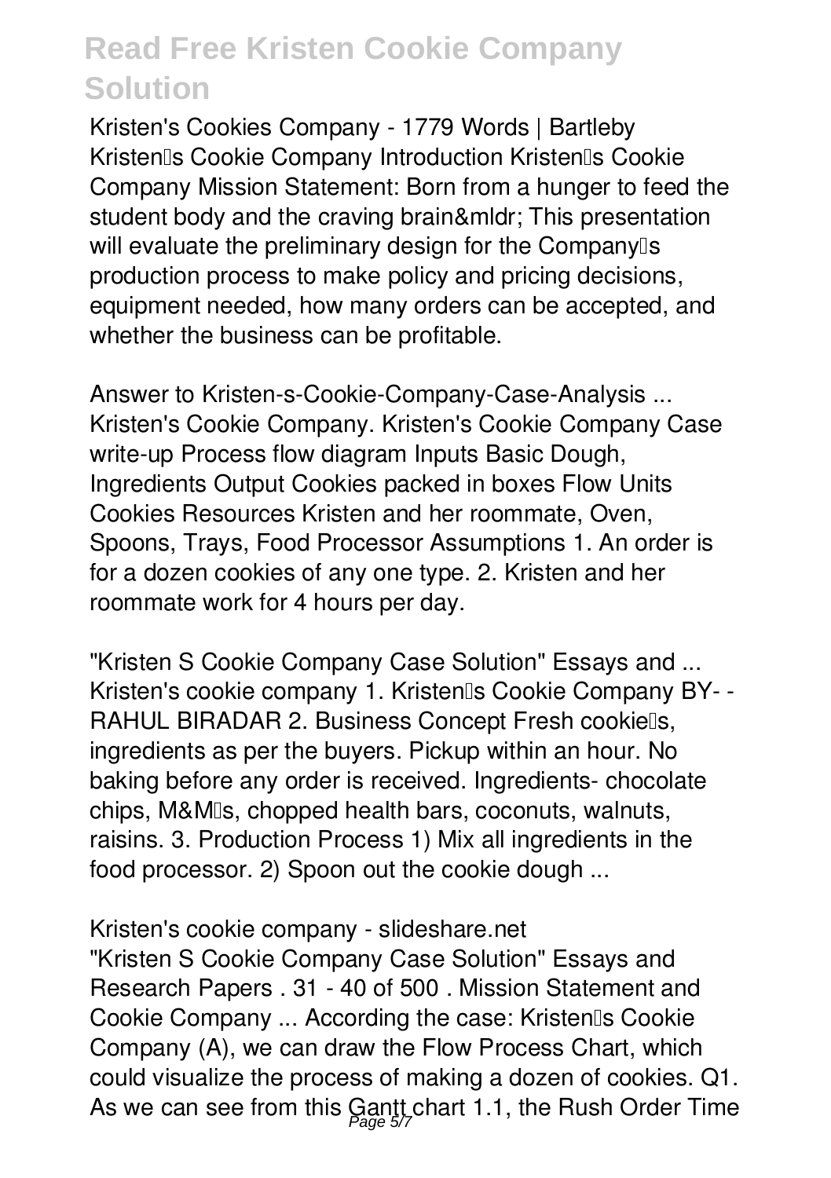Kristen's Cookies Company - 1779 Words | Bartleby
Kristen's Cookie Company Introduction Kristen's Cookie Company Mission Statement: Born from a hunger to feed the student body and the craving brain&mldr; This presentation will evaluate the preliminary design for the Company's production process to make policy and pricing decisions, equipment needed, how many orders can be accepted, and whether the business can be profitable.

Answer to Kristen-s-Cookie-Company-Case-Analysis ...
Kristen's Cookie Company. Kristen's Cookie Company Case write-up Process flow diagram Inputs Basic Dough, Ingredients Output Cookies packed in boxes Flow Units Cookies Resources Kristen and her roommate, Oven, Spoons, Trays, Food Processor Assumptions 1. An order is for a dozen cookies of any one type. 2. Kristen and her roommate work for 4 hours per day.

"Kristen S Cookie Company Case Solution" Essays and ...
Kristen's cookie company 1. Kristen's Cookie Company BY- - RAHUL BIRADAR 2. Business Concept Fresh cookie's, ingredients as per the buyers. Pickup within an hour. No baking before any order is received. Ingredients- chocolate chips, M&M's, chopped health bars, coconuts, walnuts, raisins. 3. Production Process 1) Mix all ingredients in the food processor. 2) Spoon out the cookie dough ...

Kristen's cookie company - slideshare.net
"Kristen S Cookie Company Case Solution" Essays and Research Papers . 31 - 40 of 500 . Mission Statement and Cookie Company ... According the case: Kristen's Cookie Company (A), we can draw the Flow Process Chart, which could visualize the process of making a dozen of cookies. Q1. As we can see from this Gantt chart 1.1, the Rush Order Time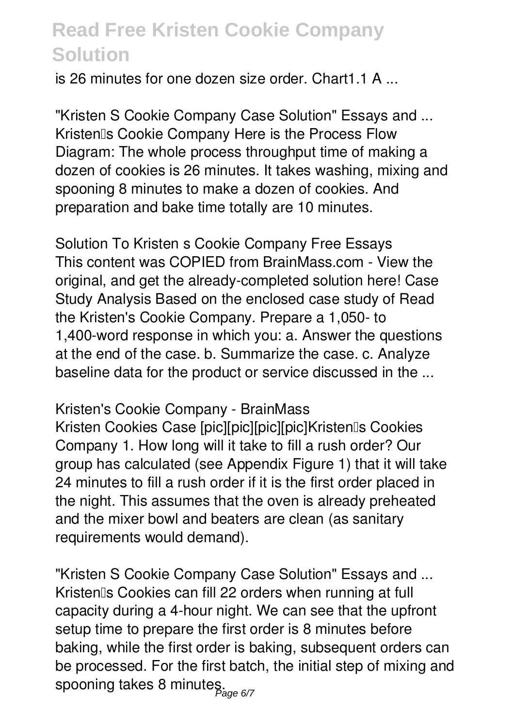is 26 minutes for one dozen size order. Chart1.1 A ...

*"Kristen S Cookie Company Case Solution" Essays and ...*
Kristen's Cookie Company Here is the Process Flow Diagram: The whole process throughput time of making a dozen of cookies is 26 minutes. It takes washing, mixing and spooning 8 minutes to make a dozen of cookies. And preparation and bake time totally are 10 minutes.

*Solution To Kristen s Cookie Company Free Essays*
This content was COPIED from BrainMass.com - View the original, and get the already-completed solution here! Case Study Analysis Based on the enclosed case study of Read the Kristen's Cookie Company. Prepare a 1,050- to 1,400-word response in which you: a. Answer the questions at the end of the case. b. Summarize the case. c. Analyze baseline data for the product or service discussed in the ...

*Kristen's Cookie Company - BrainMass*
Kristen Cookies Case [pic][pic][pic][pic]Kristen's Cookies Company 1. How long will it take to fill a rush order? Our group has calculated (see Appendix Figure 1) that it will take 24 minutes to fill a rush order if it is the first order placed in the night. This assumes that the oven is already preheated and the mixer bowl and beaters are clean (as sanitary requirements would demand).

*"Kristen S Cookie Company Case Solution" Essays and ...*
Kristen's Cookies can fill 22 orders when running at full capacity during a 4-hour night. We can see that the upfront setup time to prepare the first order is 8 minutes before baking, while the first order is baking, subsequent orders can be processed. For the first batch, the initial step of mixing and spooning takes 8 minutes.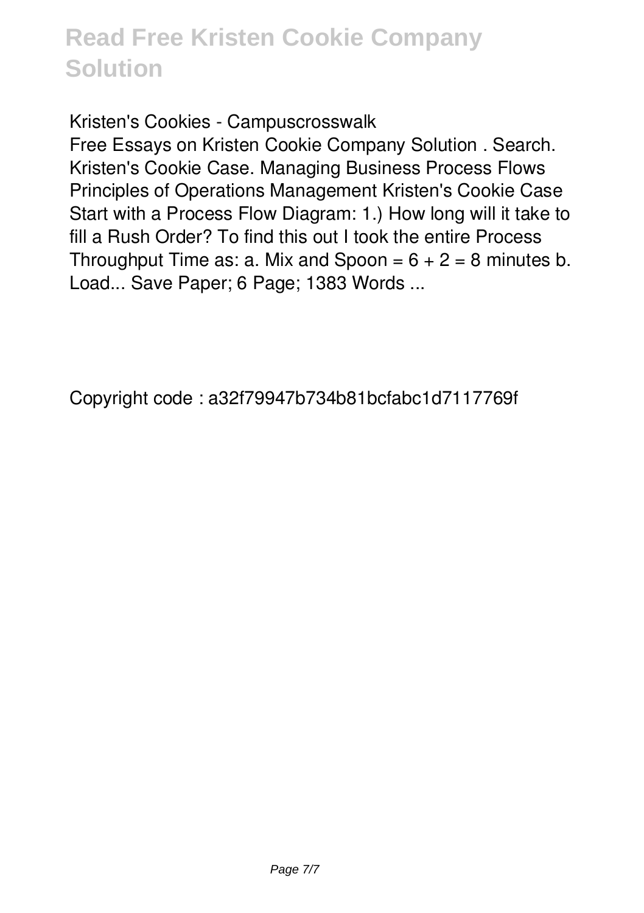**Kristen's Cookies - Campuscrosswalk**

Free Essays on Kristen Cookie Company Solution . Search. Kristen's Cookie Case. Managing Business Process Flows Principles of Operations Management Kristen's Cookie Case Start with a Process Flow Diagram: 1.) How long will it take to fill a Rush Order? To find this out I took the entire Process Throughput Time as: a. Mix and Spoon = 6 + 2 = 8 minutes b. Load... Save Paper; 6 Page; 1383 Words ...

Copyright code : a32f79947b734b81bcfabc1d7117769f